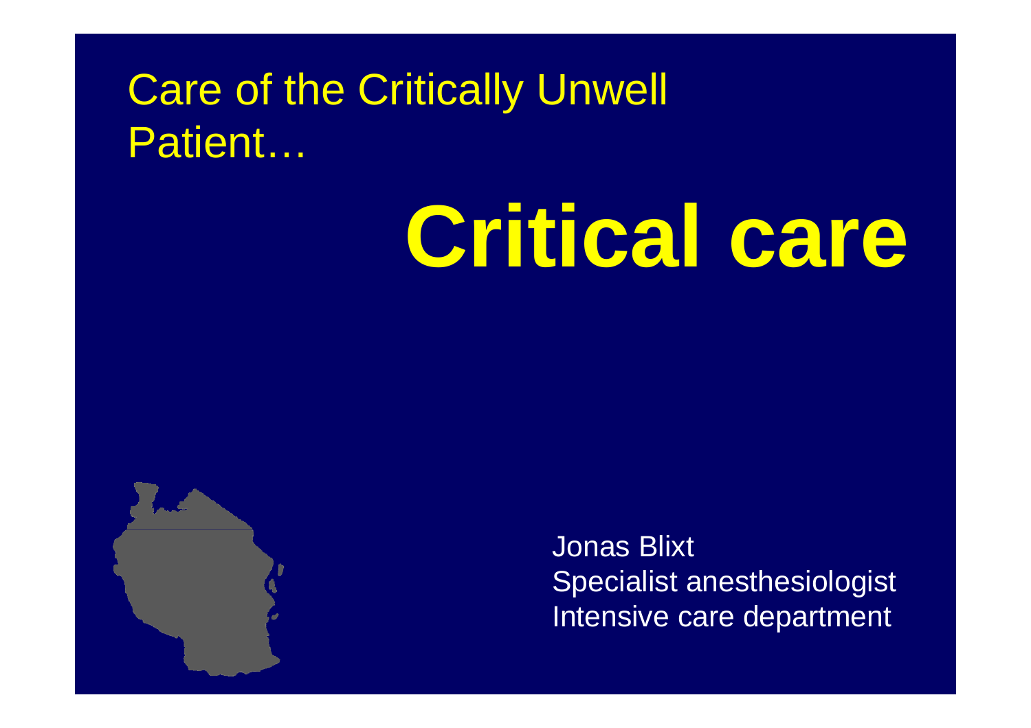Care of the Critically Unwell Patient…

# Critical care

Jonas Blixt
Specialist anesthesiologist
Intensive care department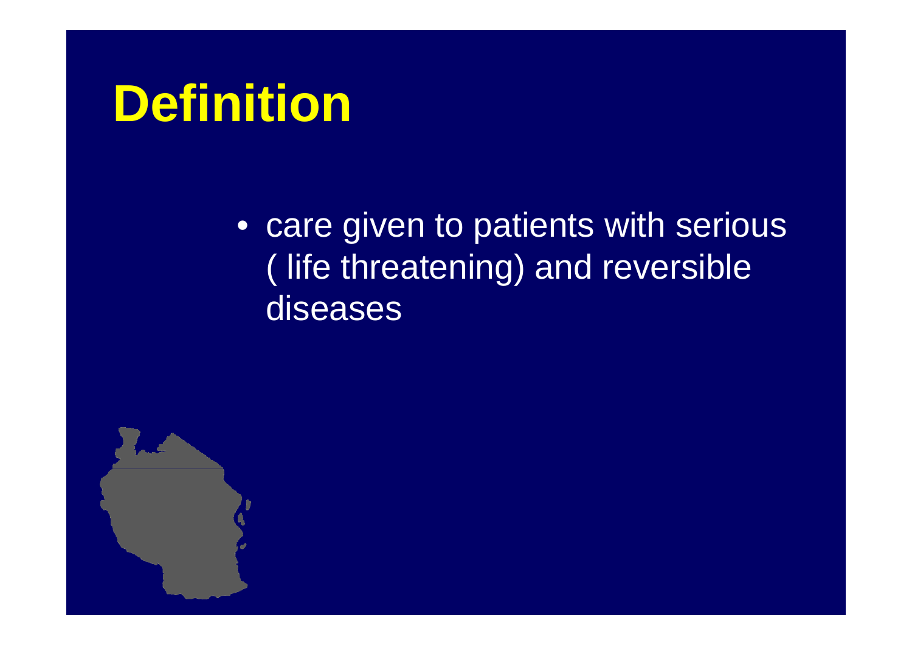# Definition

- care given to patients with serious ( life threatening) and reversible diseases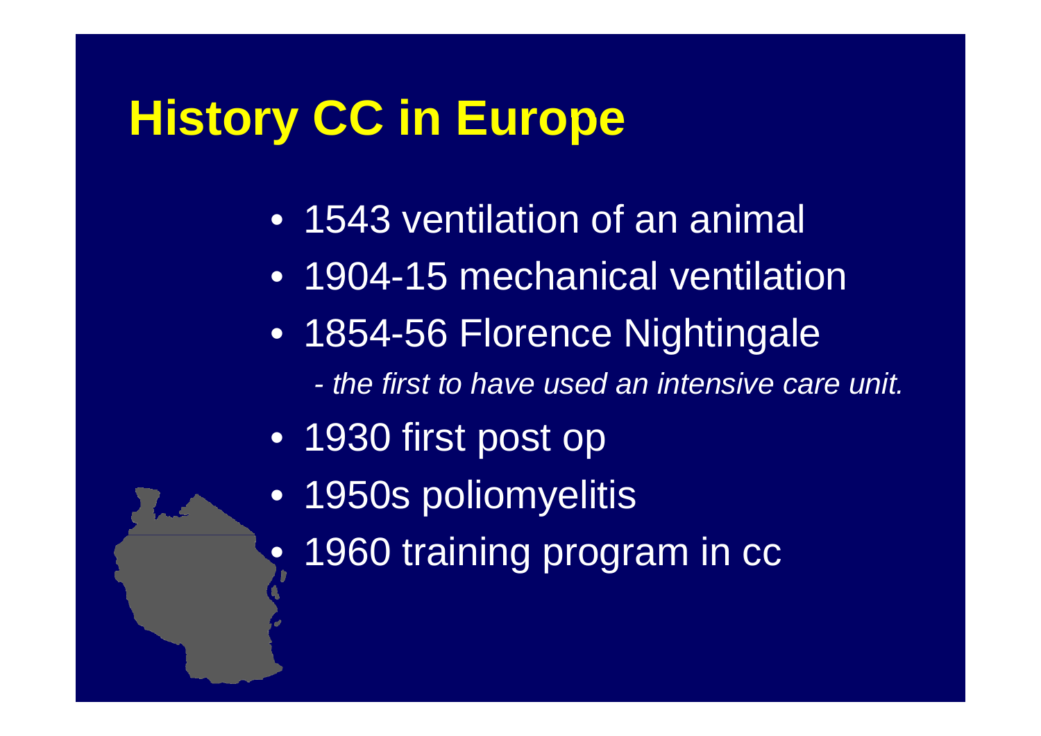# History CC in Europe

- 1543 ventilation of an animal
- 1904-15 mechanical ventilation
- 1854-56 Florence Nightingale
  - *- the first to have used an intensive care unit.*
- 1930 first post op
- 1950s poliomyelitis
- 1960 training program in cc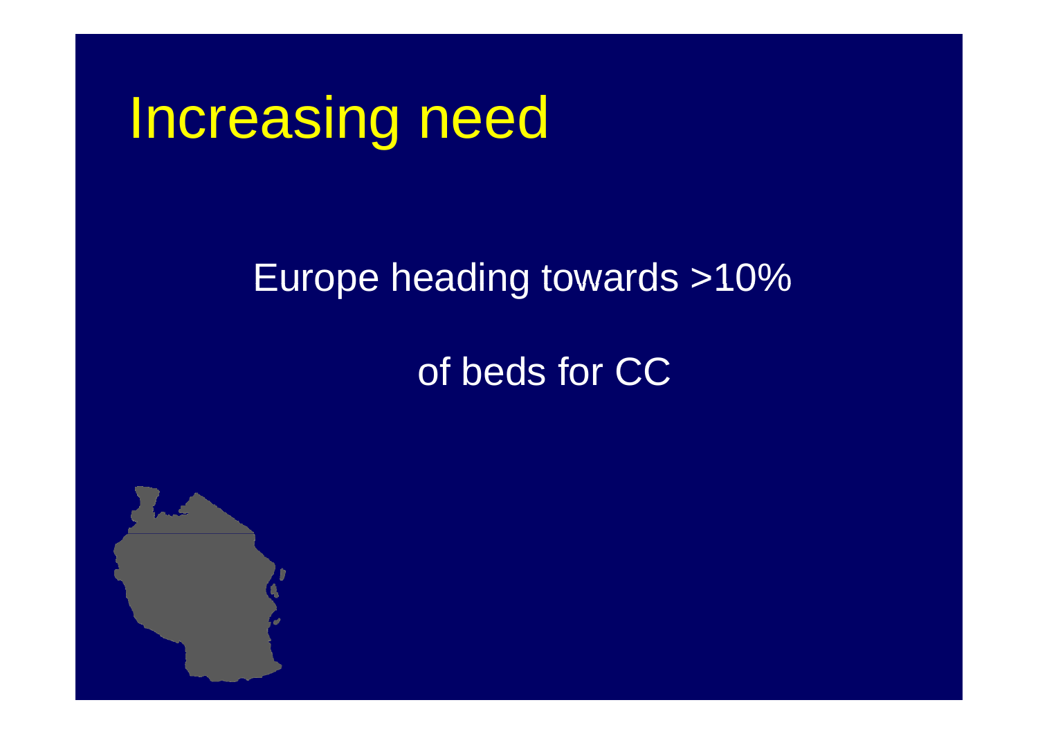# Increasing need

Europe heading towards >10%

of beds for CC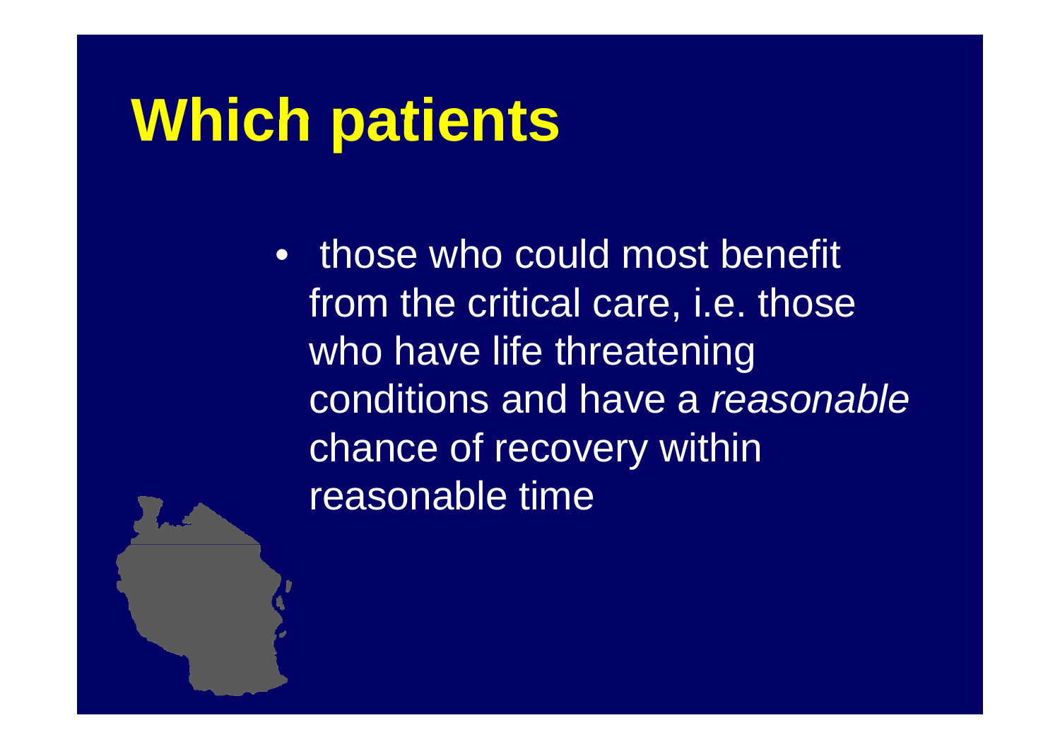# Which patients

- those who could most benefit from the critical care, i.e. those who have life threatening conditions and have a *reasonable* chance of recovery within reasonable time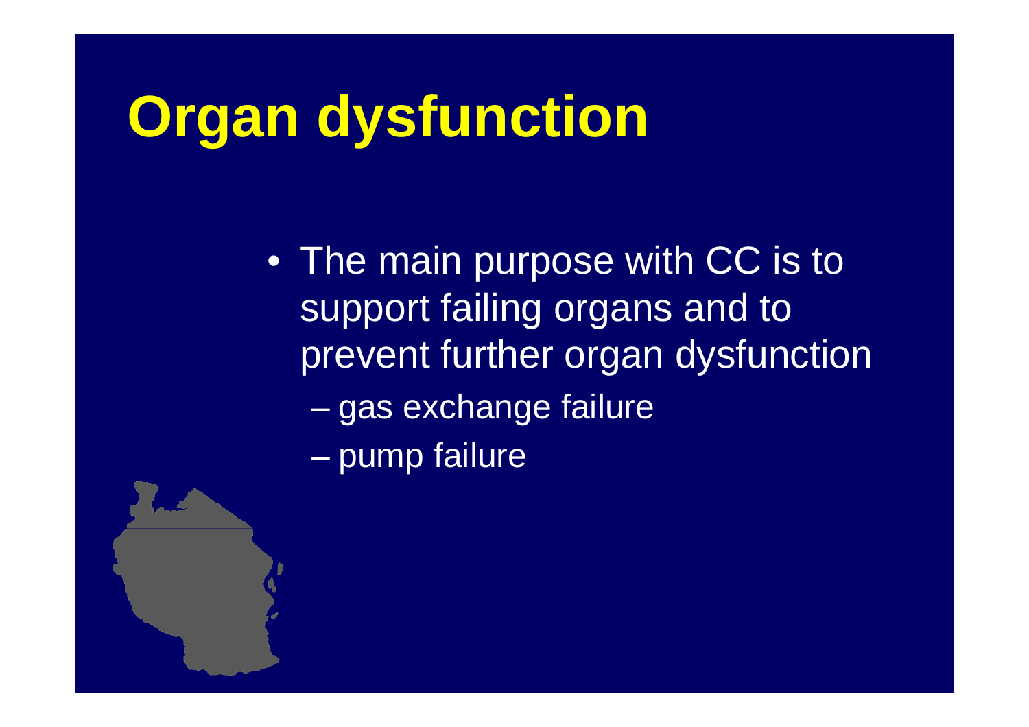# Organ dysfunction

- The main purpose with CC is to support failing organs and to prevent further organ dysfunction
  - gas exchange failure
  - pump failure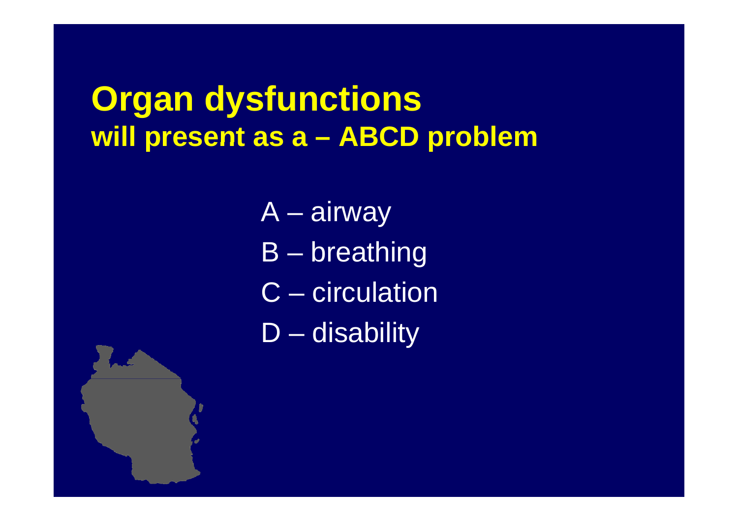# Organ dysfunctions

## will present as a – ABCD problem

A – airway

B – breathing

C – circulation

D – disability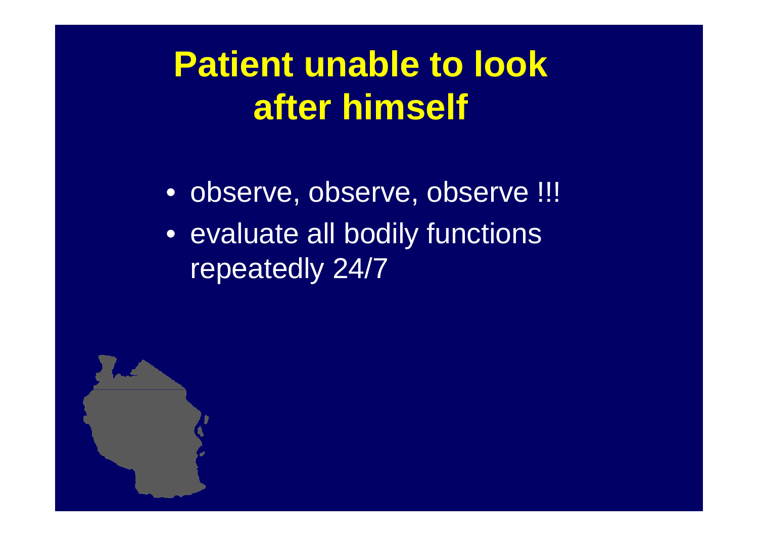# Patient unable to look after himself

- observe, observe, observe !!!
- evaluate all bodily functions repeatedly 24/7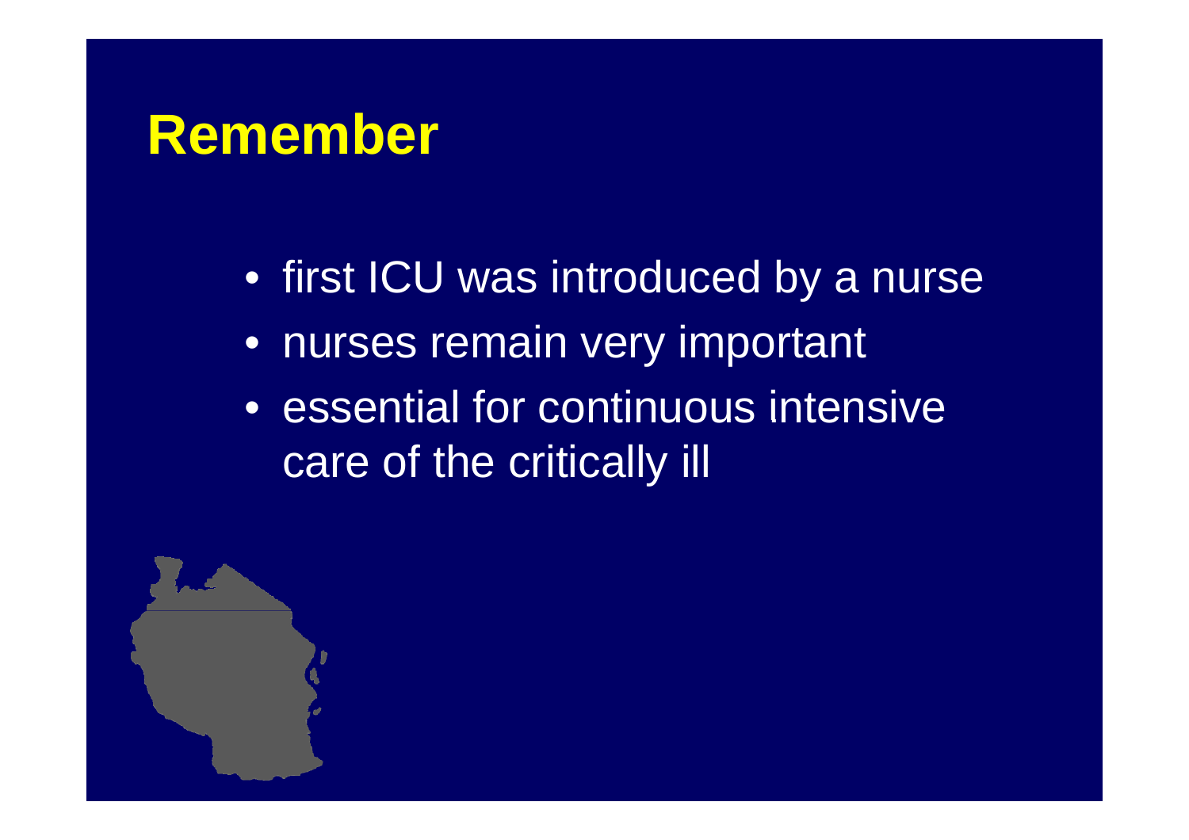# Remember

- first ICU was introduced by a nurse
- nurses remain very important
- essential for continuous intensive care of the critically ill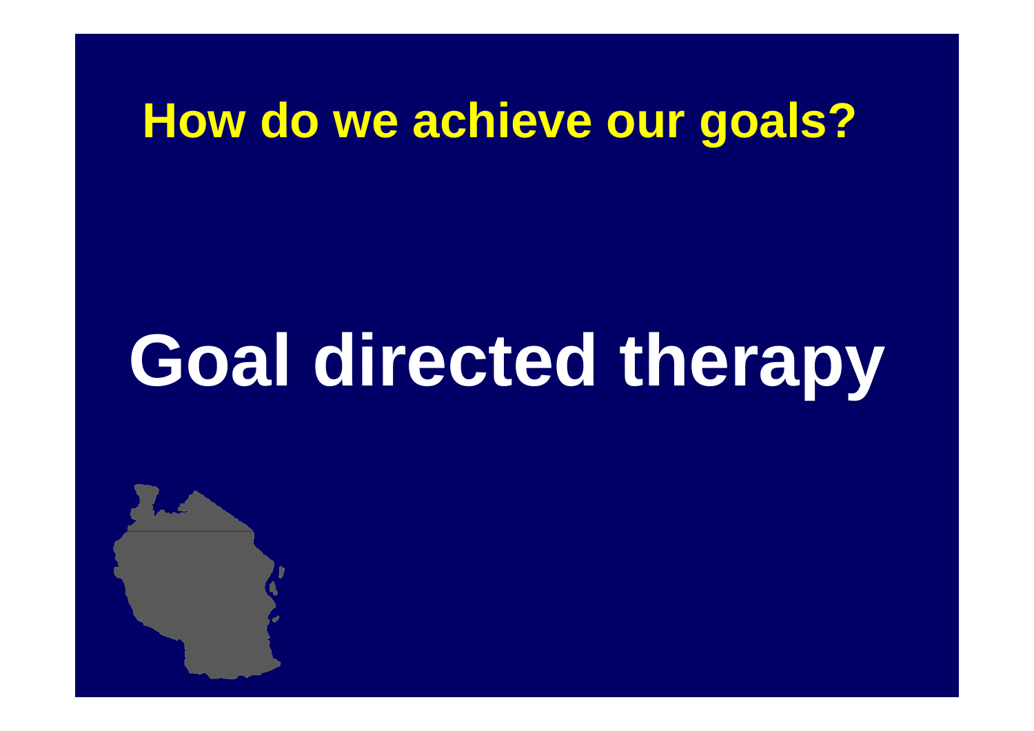## How do we achieve our goals?

# Goal directed therapy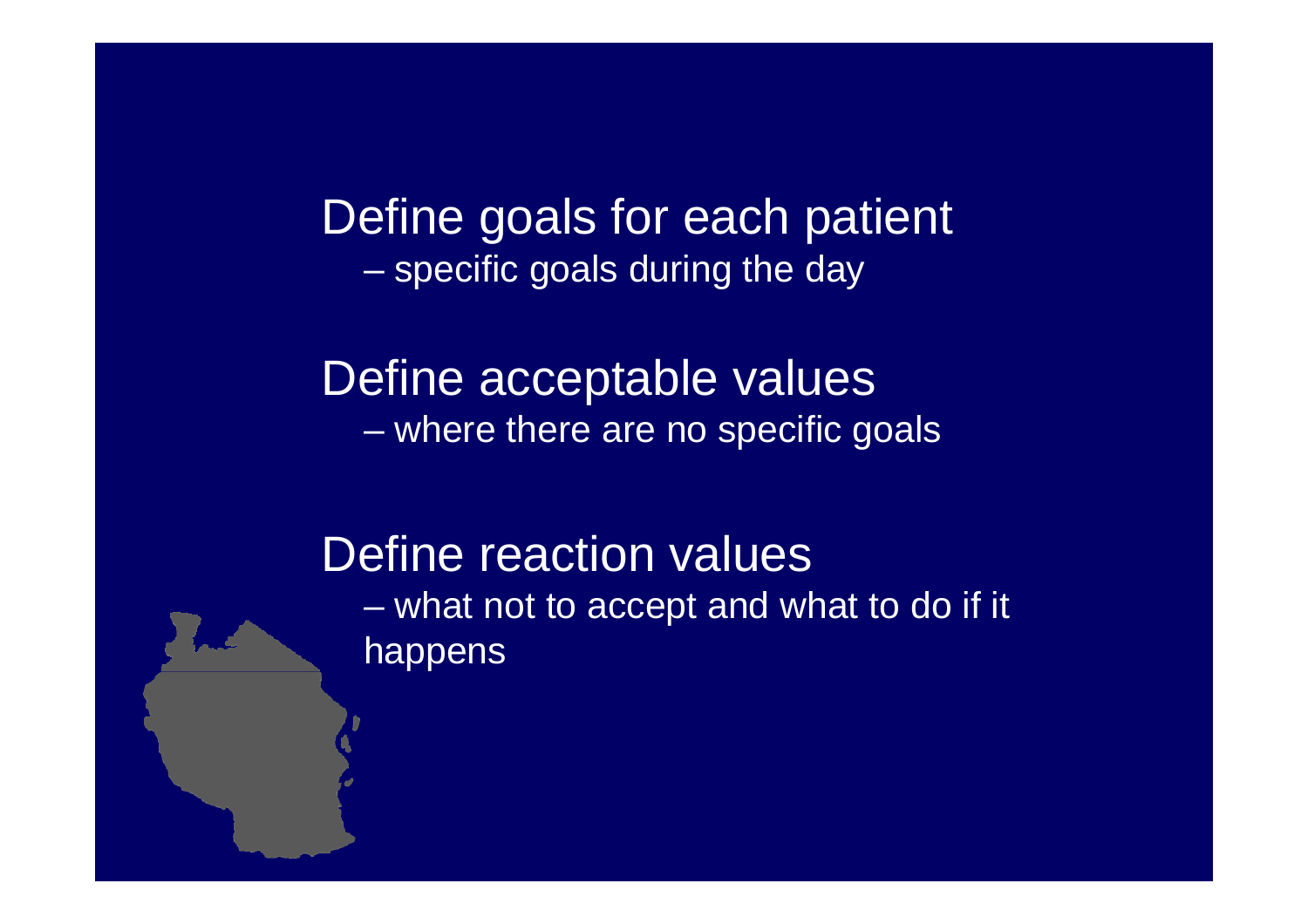Define goals for each patient

- specific goals during the day

Define acceptable values

- where there are no specific goals

Define reaction values

- what not to accept and what to do if it happens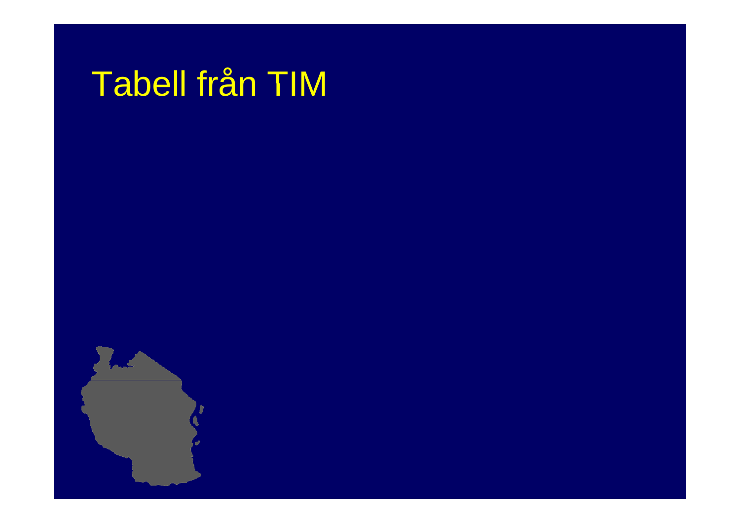# Tabell från TIM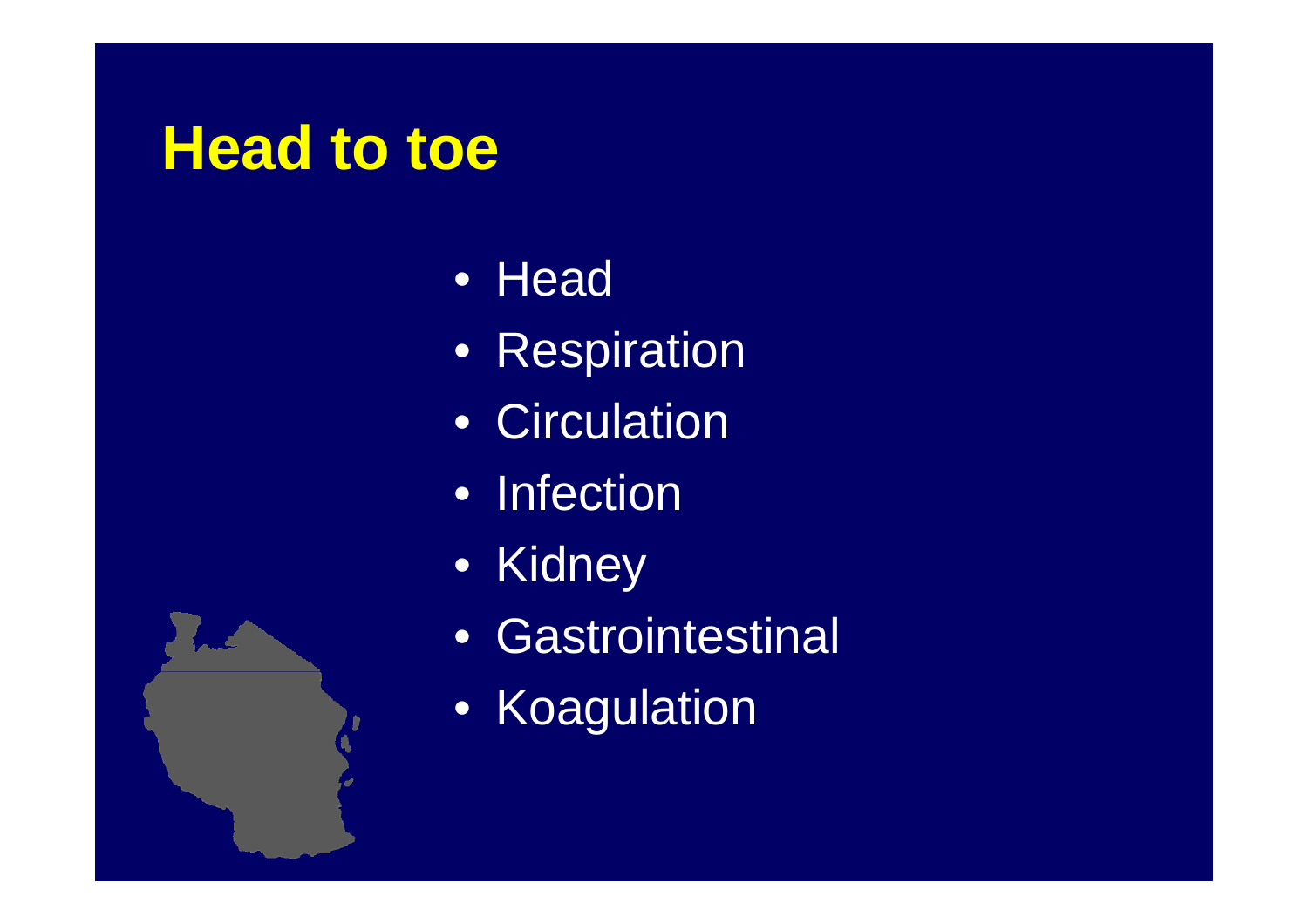# Head to toe

- Head
- Respiration
- Circulation
- Infection
- Kidney
- Gastrointestinal
- Koagulation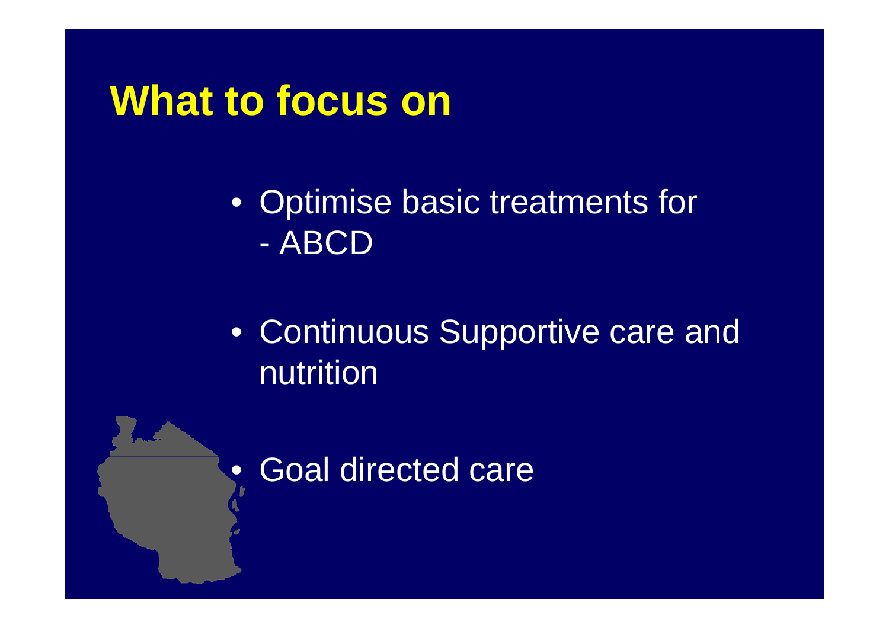# What to focus on

- Optimise basic treatments for
  - ABCD
- Continuous Supportive care and nutrition
- Goal directed care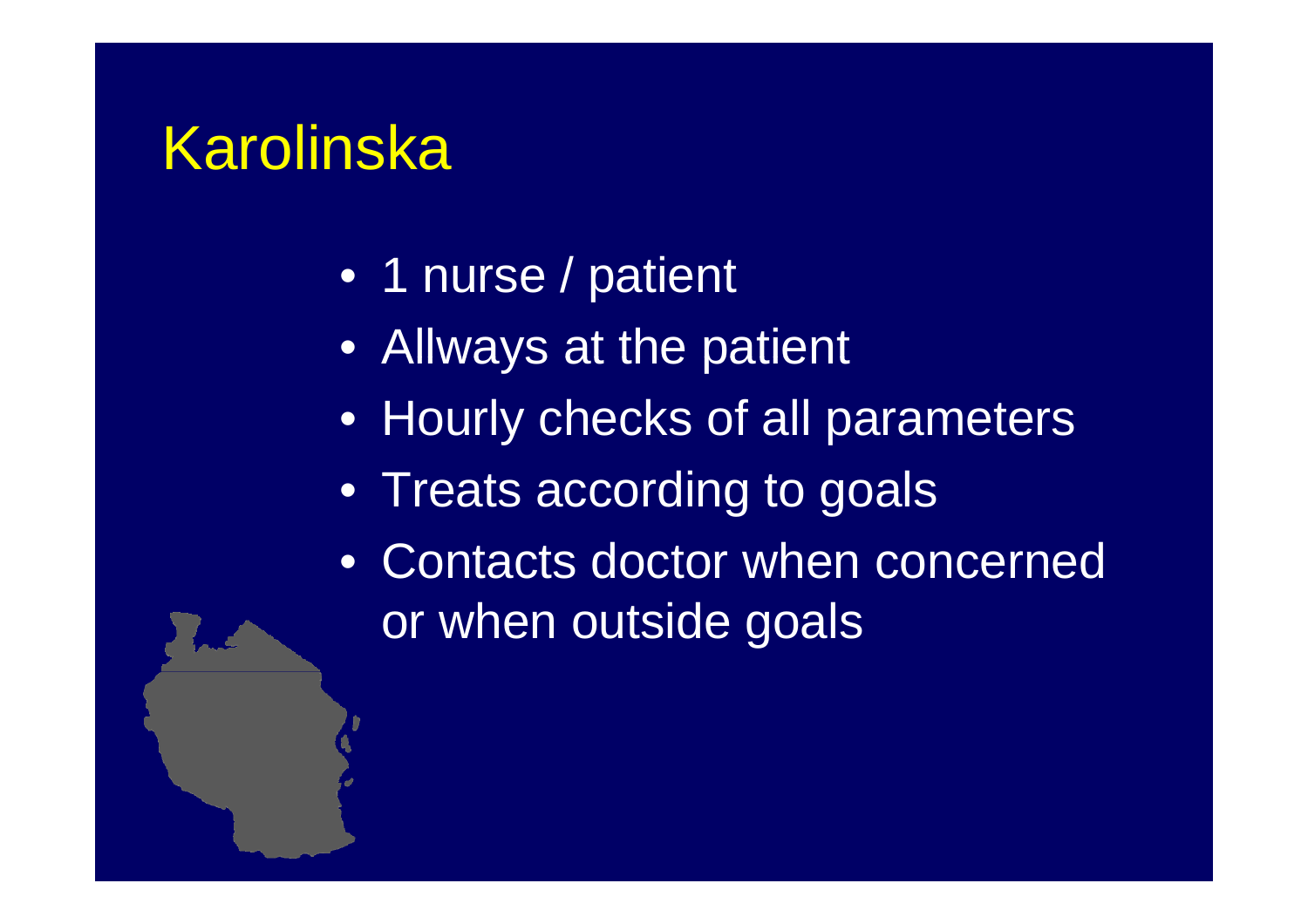# Karolinska

- 1 nurse / patient
- Allways at the patient
- Hourly checks of all parameters
- Treats according to goals
- Contacts doctor when concerned or when outside goals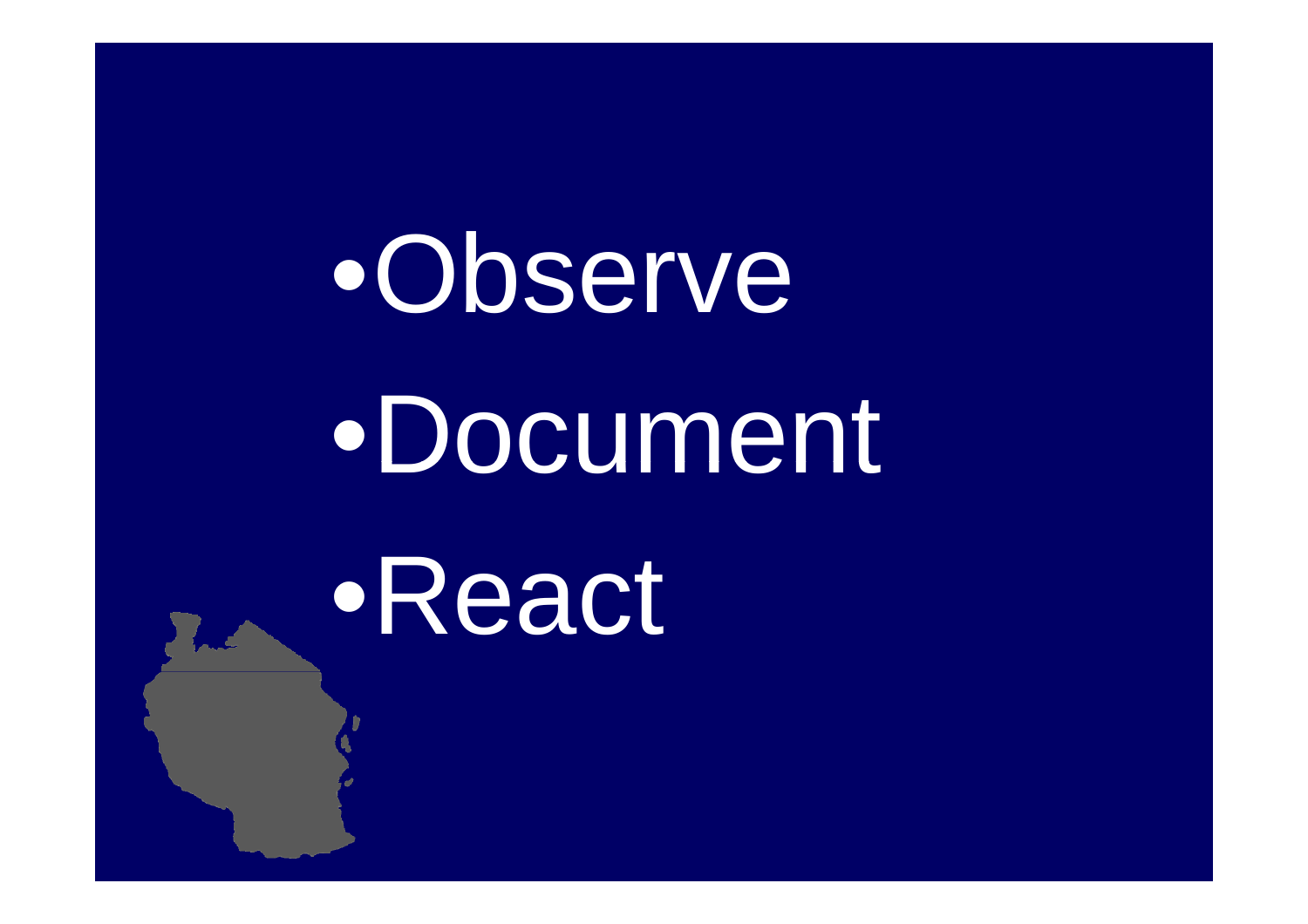- Observe
- Document
- React